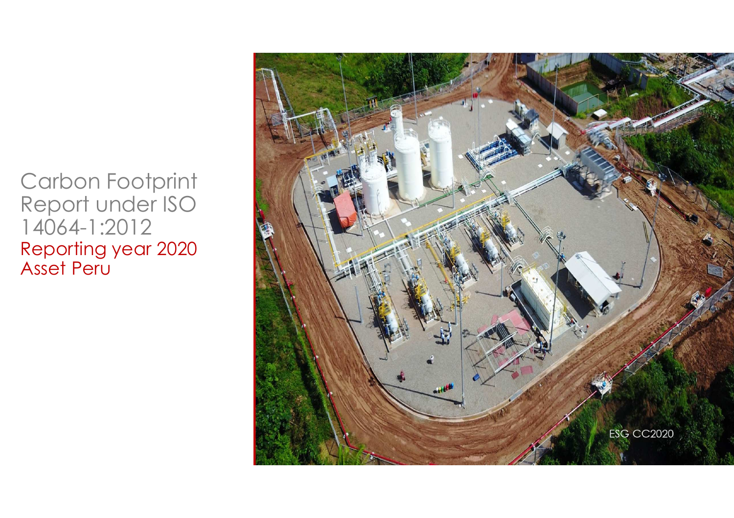# Carbon Footprint Report under ISO 14064-1:2012

## Reporting year 2020
## Asset Peru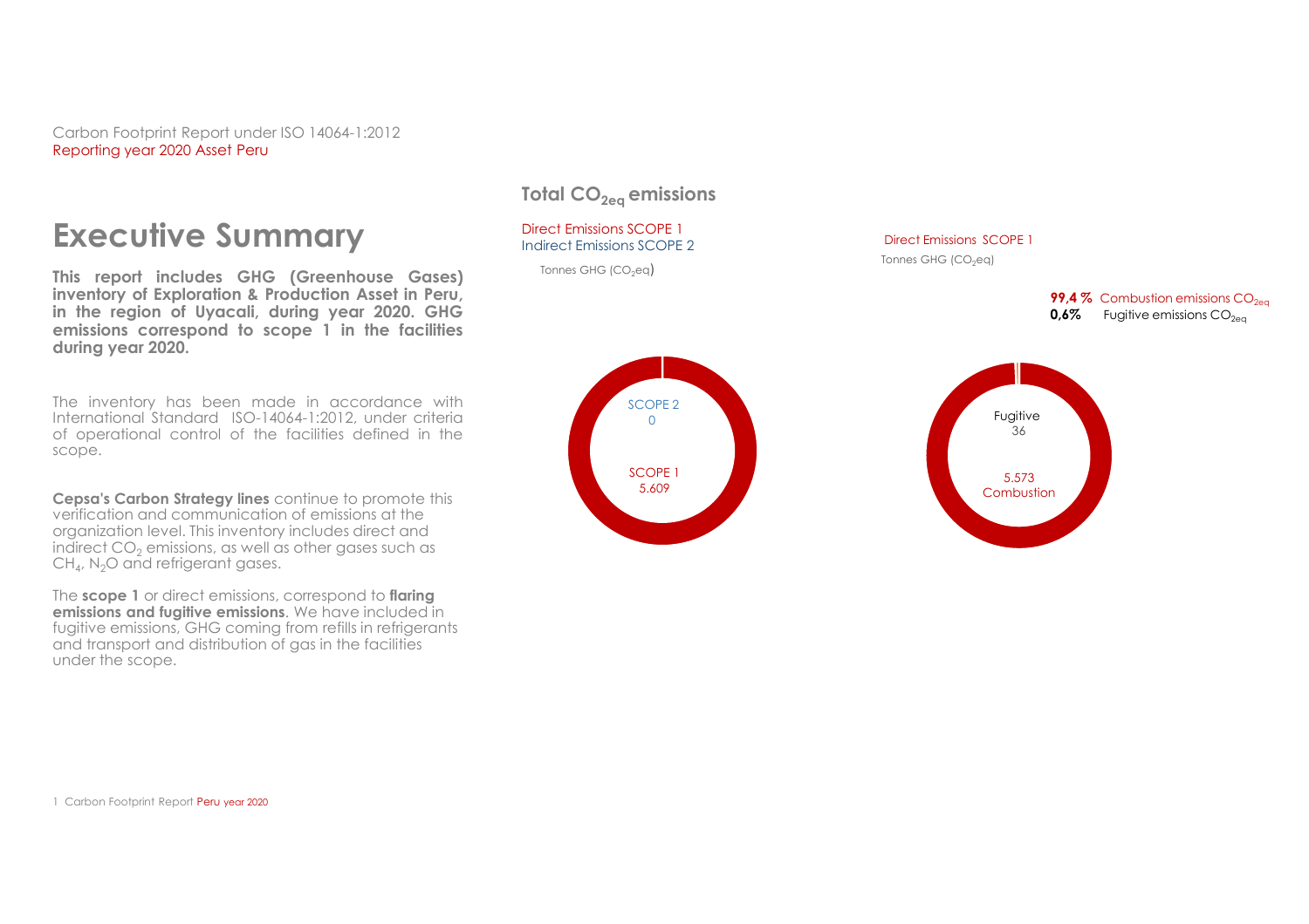Carbon Footprint Report under ISO 14064-1:2012
Reporting year 2020 Asset Peru

# Executive Summary

**This report includes GHG (Greenhouse Gases) inventory of Exploration & Production Asset in Peru, in the region of Uyacali, during year 2020. GHG emissions correspond to scope 1 in the facilities during year 2020.**

The inventory has been made in accordance with International Standard ISO-14064-1:2012, under criteria of operational control of the facilities defined in the scope.

**Cepsa's Carbon Strategy lines** continue to promote this verification and communication of emissions at the organization level. This inventory includes direct and indirect $CO_2$ emissions, as well as other gases such as $CH_4$, $N_2O$ and refrigerant gases.

The **scope 1** or direct emissions, correspond to **flaring emissions and fugitive emissions**. We have included in fugitive emissions, GHG coming from refills in refrigerants and transport and distribution of gas in the facilities under the scope.

## Total $CO_{2eq}$ emissions

Direct Emissions SCOPE 1
Indirect Emissions SCOPE 2

Tonnes GHG ($CO_2$eq)

SCOPE 2
0

SCOPE 1
5.609

Direct Emissions SCOPE 1

Tonnes GHG ($CO_2$eq)

**99,4 %** Combustion emissions $CO_{2eq}$
**0,6%** Fugitive emissions $CO_{2eq}$

Fugitive
36

5.573
Combustion